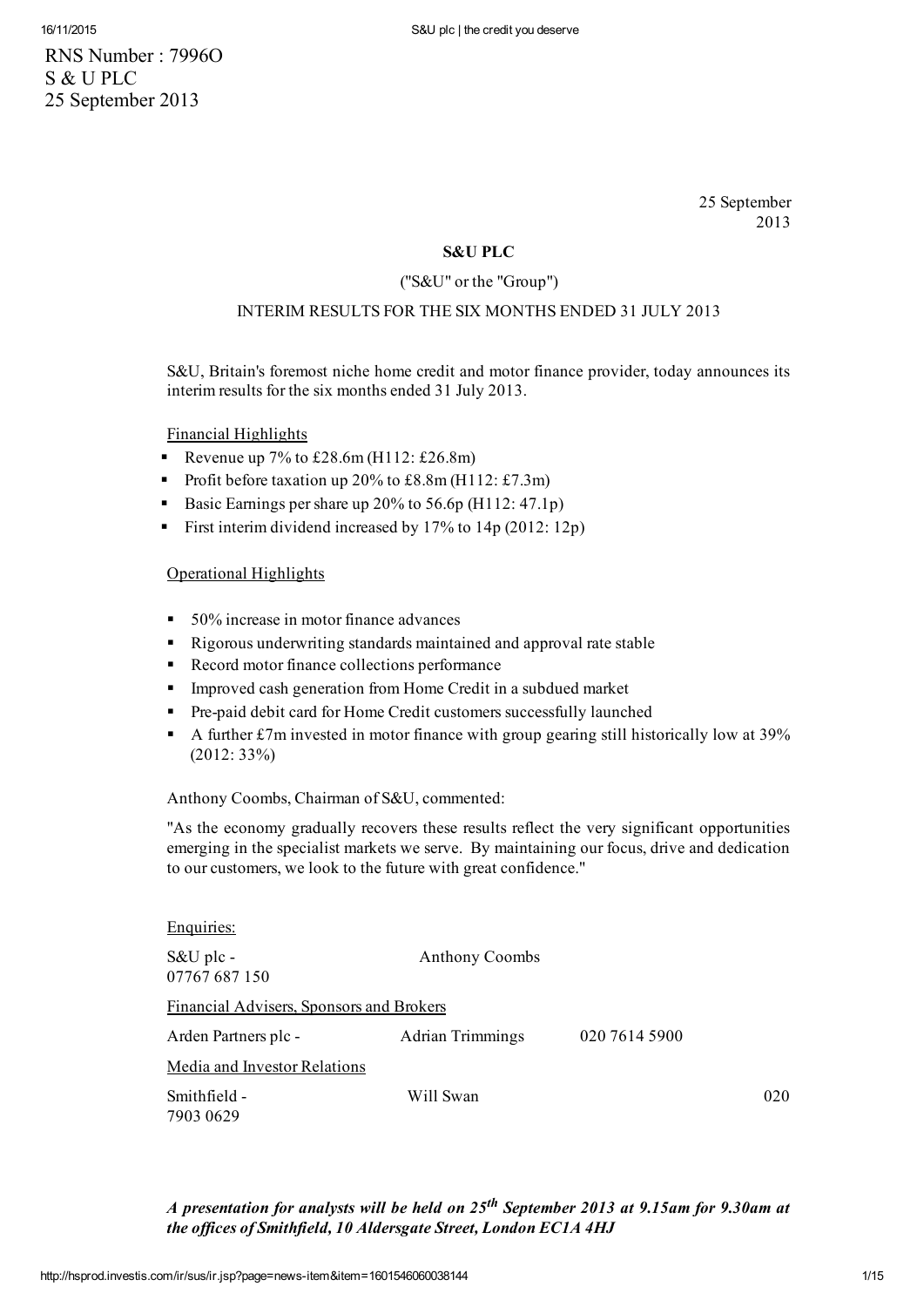RNS Number : 7996O
S & U PLC
25 September 2013

25 September 2013

**S&U PLC**

("S&U" or the "Group")

INTERIM RESULTS FOR THE SIX MONTHS ENDED 31 JULY 2013

S&U, Britain's foremost niche home credit and motor finance provider, today announces its interim results for the six months ended 31 July 2013.

Financial Highlights

- Revenue up 7% to £28.6m (H112: £26.8m)
- Profit before taxation up 20% to £8.8m (H112: £7.3m)
- Basic Earnings per share up 20% to 56.6p (H112: 47.1p)
- First interim dividend increased by 17% to 14p (2012: 12p)

Operational Highlights

- 50% increase in motor finance advances
- Rigorous underwriting standards maintained and approval rate stable
- Record motor finance collections performance
- Improved cash generation from Home Credit in a subdued market
- Pre-paid debit card for Home Credit customers successfully launched
- A further £7m invested in motor finance with group gearing still historically low at 39% (2012: 33%)

Anthony Coombs, Chairman of S&U, commented:

"As the economy gradually recovers these results reflect the very significant opportunities emerging in the specialist markets we serve. By maintaining our focus, drive and dedication to our customers, we look to the future with great confidence."

Enquiries:

| | | |
|---|---|---|
| S&U plc - 07767 687 150 | Anthony Coombs | |
| Financial Advisers, Sponsors and Brokers | | |
| Arden Partners plc - | Adrian Trimmings | 020 7614 5900 |
| Media and Investor Relations | | |
| Smithfield - | Will Swan | 020 7903 0629 |

***A presentation for analysts will be held on 25th September 2013 at 9.15am for 9.30am at the offices of Smithfield, 10 Aldersgate Street, London EC1A 4HJ***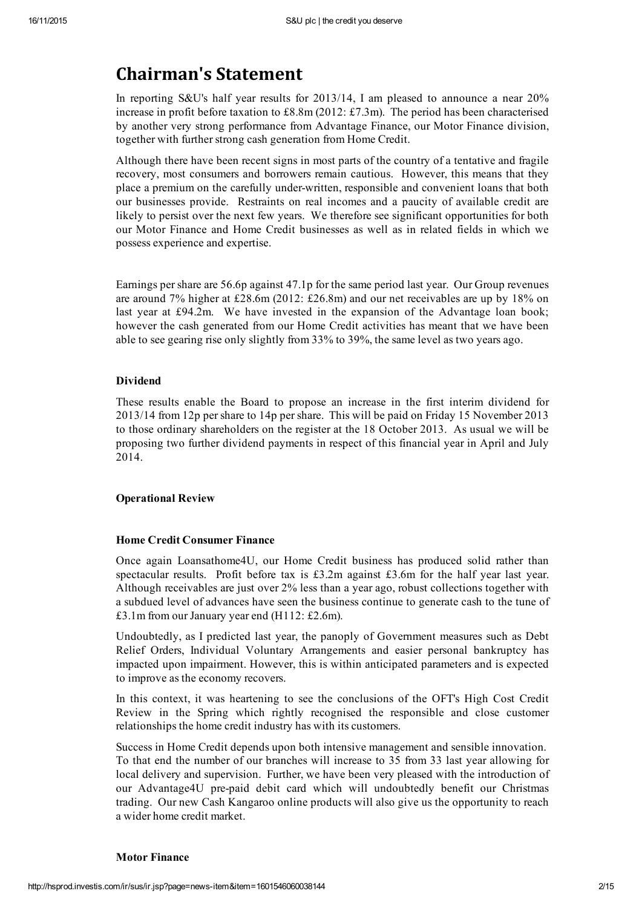# Chairman's Statement

In reporting S&U's half year results for 2013/14, I am pleased to announce a near 20% increase in profit before taxation to £8.8m (2012: £7.3m). The period has been characterised by another very strong performance from Advantage Finance, our Motor Finance division, together with further strong cash generation from Home Credit.

Although there have been recent signs in most parts of the country of a tentative and fragile recovery, most consumers and borrowers remain cautious. However, this means that they place a premium on the carefully under-written, responsible and convenient loans that both our businesses provide. Restraints on real incomes and a paucity of available credit are likely to persist over the next few years. We therefore see significant opportunities for both our Motor Finance and Home Credit businesses as well as in related fields in which we possess experience and expertise.

Earnings per share are 56.6p against 47.1p for the same period last year. Our Group revenues are around 7% higher at £28.6m (2012: £26.8m) and our net receivables are up by 18% on last year at £94.2m. We have invested in the expansion of the Advantage loan book; however the cash generated from our Home Credit activities has meant that we have been able to see gearing rise only slightly from 33% to 39%, the same level as two years ago.

**Dividend**

These results enable the Board to propose an increase in the first interim dividend for 2013/14 from 12p per share to 14p per share. This will be paid on Friday 15 November 2013 to those ordinary shareholders on the register at the 18 October 2013. As usual we will be proposing two further dividend payments in respect of this financial year in April and July 2014.

**Operational Review**

**Home Credit Consumer Finance**

Once again Loansathome4U, our Home Credit business has produced solid rather than spectacular results. Profit before tax is £3.2m against £3.6m for the half year last year. Although receivables are just over 2% less than a year ago, robust collections together with a subdued level of advances have seen the business continue to generate cash to the tune of £3.1m from our January year end (H112: £2.6m).

Undoubtedly, as I predicted last year, the panoply of Government measures such as Debt Relief Orders, Individual Voluntary Arrangements and easier personal bankruptcy has impacted upon impairment. However, this is within anticipated parameters and is expected to improve as the economy recovers.

In this context, it was heartening to see the conclusions of the OFT's High Cost Credit Review in the Spring which rightly recognised the responsible and close customer relationships the home credit industry has with its customers.

Success in Home Credit depends upon both intensive management and sensible innovation. To that end the number of our branches will increase to 35 from 33 last year allowing for local delivery and supervision. Further, we have been very pleased with the introduction of our Advantage4U pre-paid debit card which will undoubtedly benefit our Christmas trading. Our new Cash Kangaroo online products will also give us the opportunity to reach a wider home credit market.

**Motor Finance**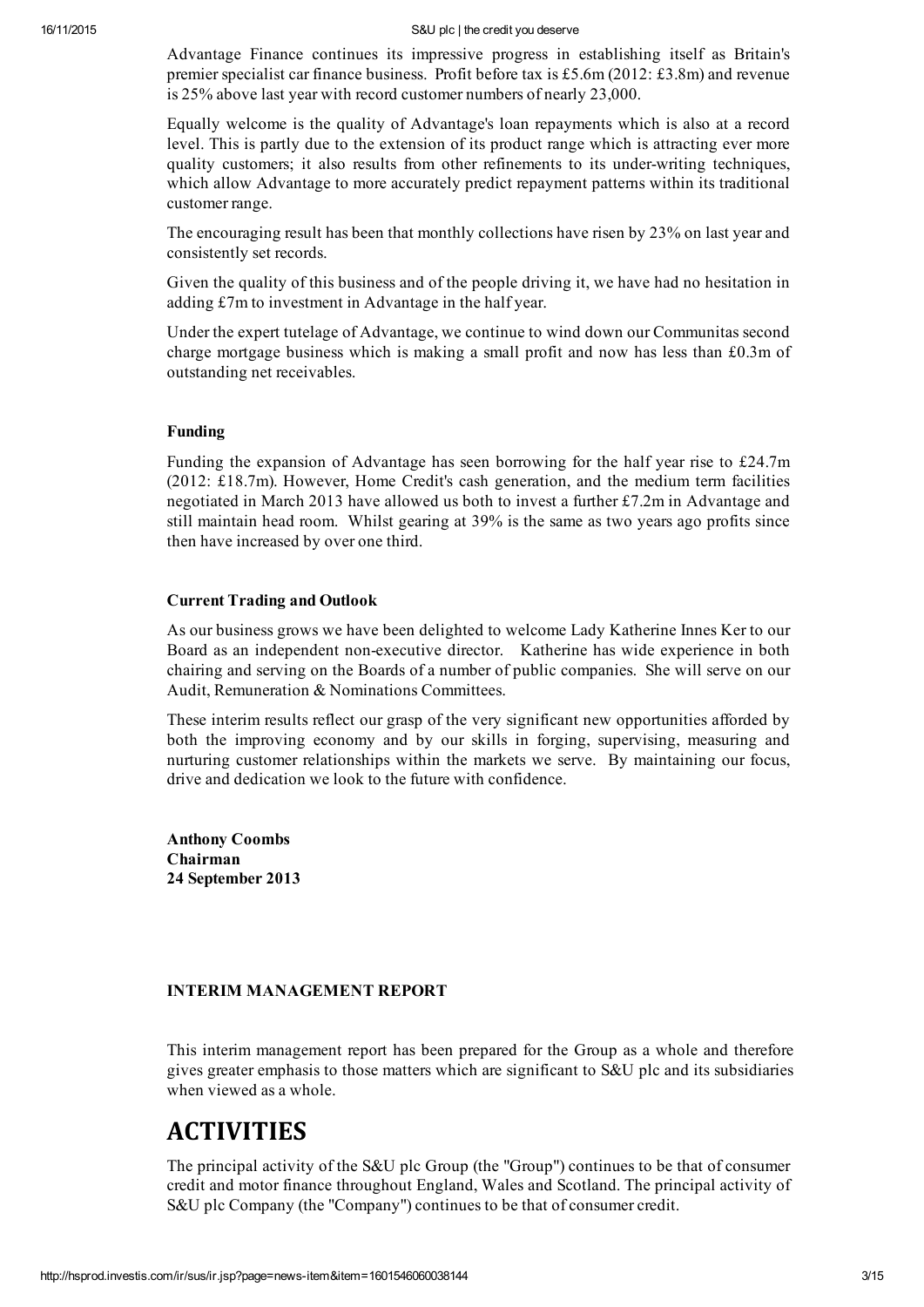Advantage Finance continues its impressive progress in establishing itself as Britain's premier specialist car finance business. Profit before tax is £5.6m (2012: £3.8m) and revenue is 25% above last year with record customer numbers of nearly 23,000.

Equally welcome is the quality of Advantage's loan repayments which is also at a record level. This is partly due to the extension of its product range which is attracting ever more quality customers; it also results from other refinements to its under-writing techniques, which allow Advantage to more accurately predict repayment patterns within its traditional customer range.

The encouraging result has been that monthly collections have risen by 23% on last year and consistently set records.

Given the quality of this business and of the people driving it, we have had no hesitation in adding £7m to investment in Advantage in the half year.

Under the expert tutelage of Advantage, we continue to wind down our Communitas second charge mortgage business which is making a small profit and now has less than £0.3m of outstanding net receivables.

**Funding**

Funding the expansion of Advantage has seen borrowing for the half year rise to £24.7m (2012: £18.7m). However, Home Credit's cash generation, and the medium term facilities negotiated in March 2013 have allowed us both to invest a further £7.2m in Advantage and still maintain head room. Whilst gearing at 39% is the same as two years ago profits since then have increased by over one third.

**Current Trading and Outlook**

As our business grows we have been delighted to welcome Lady Katherine Innes Ker to our Board as an independent non-executive director. Katherine has wide experience in both chairing and serving on the Boards of a number of public companies. She will serve on our Audit, Remuneration & Nominations Committees.

These interim results reflect our grasp of the very significant new opportunities afforded by both the improving economy and by our skills in forging, supervising, measuring and nurturing customer relationships within the markets we serve. By maintaining our focus, drive and dedication we look to the future with confidence.

**Anthony Coombs**
**Chairman**
**24 September 2013**

**INTERIM MANAGEMENT REPORT**

This interim management report has been prepared for the Group as a whole and therefore gives greater emphasis to those matters which are significant to S&U plc and its subsidiaries when viewed as a whole.

# ACTIVITIES

The principal activity of the S&U plc Group (the "Group") continues to be that of consumer credit and motor finance throughout England, Wales and Scotland. The principal activity of S&U plc Company (the "Company") continues to be that of consumer credit.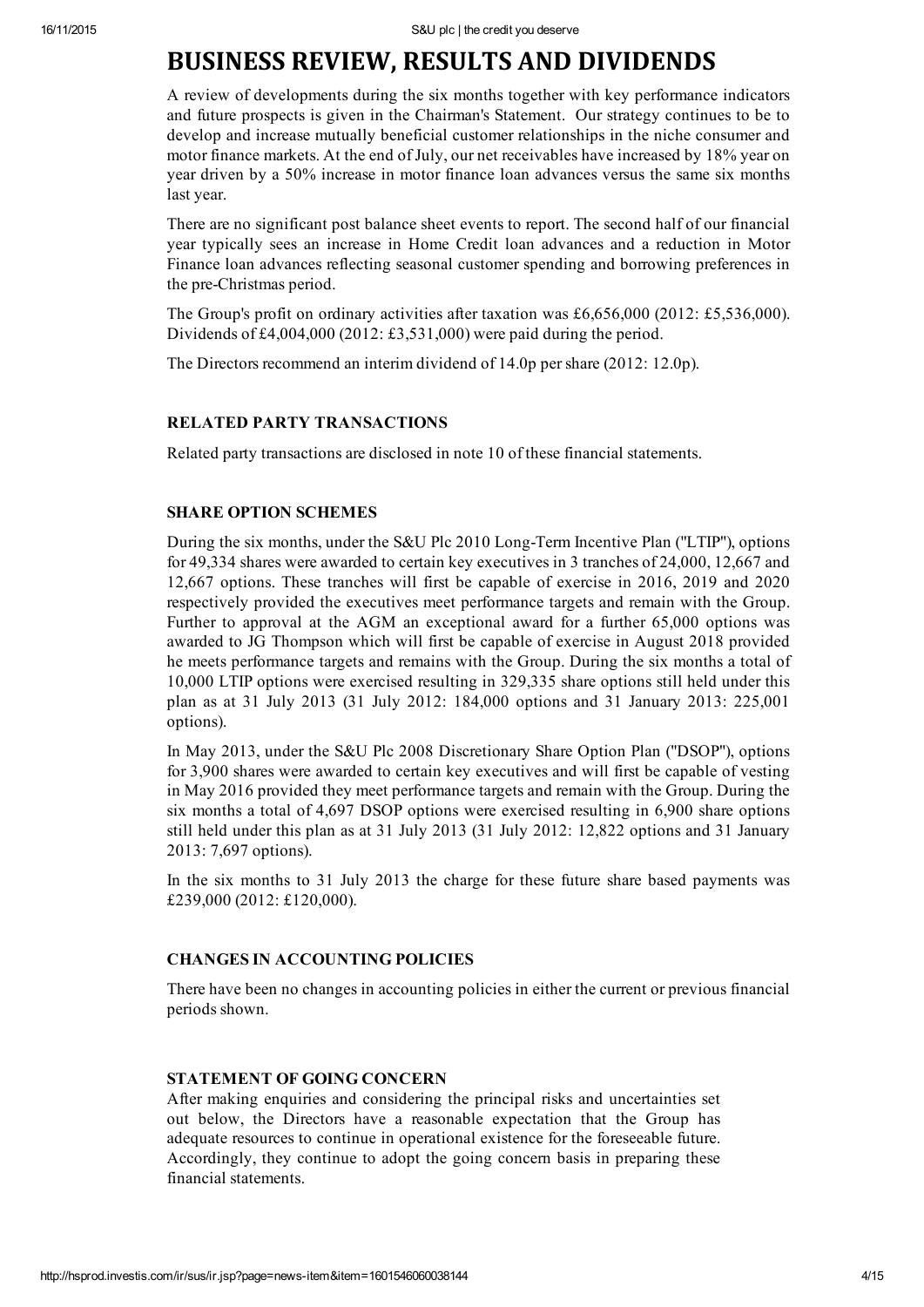# BUSINESS REVIEW, RESULTS AND DIVIDENDS

A review of developments during the six months together with key performance indicators and future prospects is given in the Chairman's Statement. Our strategy continues to be to develop and increase mutually beneficial customer relationships in the niche consumer and motor finance markets. At the end of July, our net receivables have increased by 18% year on year driven by a 50% increase in motor finance loan advances versus the same six months last year.

There are no significant post balance sheet events to report. The second half of our financial year typically sees an increase in Home Credit loan advances and a reduction in Motor Finance loan advances reflecting seasonal customer spending and borrowing preferences in the pre-Christmas period.

The Group's profit on ordinary activities after taxation was £6,656,000 (2012: £5,536,000). Dividends of £4,004,000 (2012: £3,531,000) were paid during the period.

The Directors recommend an interim dividend of 14.0p per share (2012: 12.0p).

### RELATED PARTY TRANSACTIONS

Related party transactions are disclosed in note 10 of these financial statements.

### SHARE OPTION SCHEMES

During the six months, under the S&U Plc 2010 Long-Term Incentive Plan ("LTIP"), options for 49,334 shares were awarded to certain key executives in 3 tranches of 24,000, 12,667 and 12,667 options. These tranches will first be capable of exercise in 2016, 2019 and 2020 respectively provided the executives meet performance targets and remain with the Group. Further to approval at the AGM an exceptional award for a further 65,000 options was awarded to JG Thompson which will first be capable of exercise in August 2018 provided he meets performance targets and remains with the Group. During the six months a total of 10,000 LTIP options were exercised resulting in 329,335 share options still held under this plan as at 31 July 2013 (31 July 2012: 184,000 options and 31 January 2013: 225,001 options).

In May 2013, under the S&U Plc 2008 Discretionary Share Option Plan ("DSOP"), options for 3,900 shares were awarded to certain key executives and will first be capable of vesting in May 2016 provided they meet performance targets and remain with the Group. During the six months a total of 4,697 DSOP options were exercised resulting in 6,900 share options still held under this plan as at 31 July 2013 (31 July 2012: 12,822 options and 31 January 2013: 7,697 options).

In the six months to 31 July 2013 the charge for these future share based payments was £239,000 (2012: £120,000).

### CHANGES IN ACCOUNTING POLICIES

There have been no changes in accounting policies in either the current or previous financial periods shown.

### STATEMENT OF GOING CONCERN

After making enquiries and considering the principal risks and uncertainties set out below, the Directors have a reasonable expectation that the Group has adequate resources to continue in operational existence for the foreseeable future. Accordingly, they continue to adopt the going concern basis in preparing these financial statements.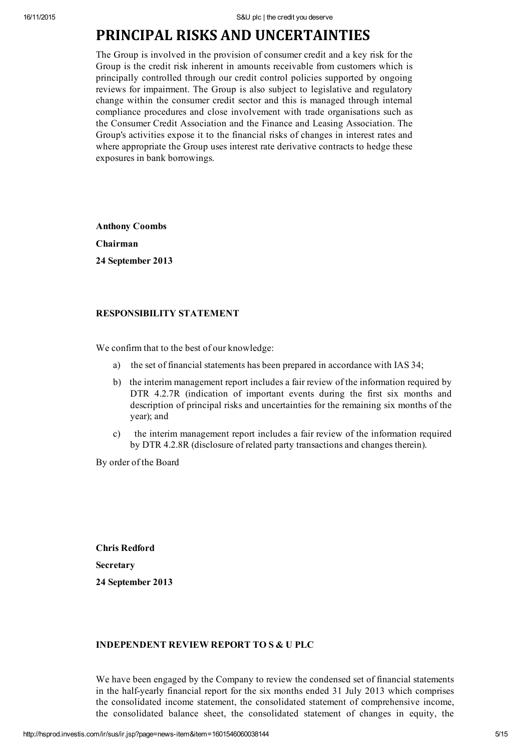# PRINCIPAL RISKS AND UNCERTAINTIES

The Group is involved in the provision of consumer credit and a key risk for the Group is the credit risk inherent in amounts receivable from customers which is principally controlled through our credit control policies supported by ongoing reviews for impairment. The Group is also subject to legislative and regulatory change within the consumer credit sector and this is managed through internal compliance procedures and close involvement with trade organisations such as the Consumer Credit Association and the Finance and Leasing Association. The Group's activities expose it to the financial risks of changes in interest rates and where appropriate the Group uses interest rate derivative contracts to hedge these exposures in bank borrowings.

**Anthony Coombs**

**Chairman**

**24 September 2013**

**RESPONSIBILITY STATEMENT**

We confirm that to the best of our knowledge:

a) the set of financial statements has been prepared in accordance with IAS 34;

b) the interim management report includes a fair review of the information required by DTR 4.2.7R (indication of important events during the first six months and description of principal risks and uncertainties for the remaining six months of the year); and

c) the interim management report includes a fair review of the information required by DTR 4.2.8R (disclosure of related party transactions and changes therein).

By order of the Board

**Chris Redford**

**Secretary**

**24 September 2013**

**INDEPENDENT REVIEW REPORT TO S & U PLC**

We have been engaged by the Company to review the condensed set of financial statements in the half-yearly financial report for the six months ended 31 July 2013 which comprises the consolidated income statement, the consolidated statement of comprehensive income, the consolidated balance sheet, the consolidated statement of changes in equity, the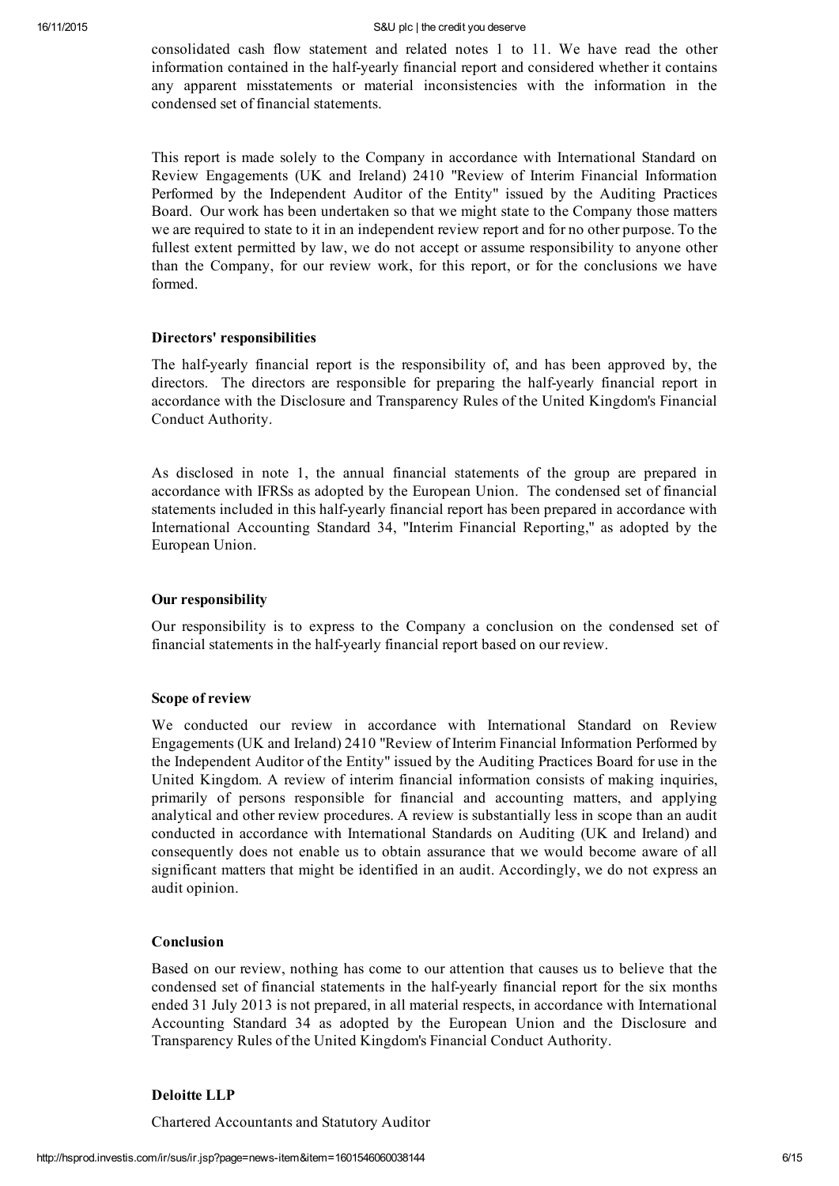consolidated cash flow statement and related notes 1 to 11. We have read the other information contained in the half-yearly financial report and considered whether it contains any apparent misstatements or material inconsistencies with the information in the condensed set of financial statements.

This report is made solely to the Company in accordance with International Standard on Review Engagements (UK and Ireland) 2410 "Review of Interim Financial Information Performed by the Independent Auditor of the Entity" issued by the Auditing Practices Board. Our work has been undertaken so that we might state to the Company those matters we are required to state to it in an independent review report and for no other purpose. To the fullest extent permitted by law, we do not accept or assume responsibility to anyone other than the Company, for our review work, for this report, or for the conclusions we have formed.

**Directors' responsibilities**

The half-yearly financial report is the responsibility of, and has been approved by, the directors. The directors are responsible for preparing the half-yearly financial report in accordance with the Disclosure and Transparency Rules of the United Kingdom's Financial Conduct Authority.

As disclosed in note 1, the annual financial statements of the group are prepared in accordance with IFRSs as adopted by the European Union. The condensed set of financial statements included in this half-yearly financial report has been prepared in accordance with International Accounting Standard 34, "Interim Financial Reporting," as adopted by the European Union.

**Our responsibility**

Our responsibility is to express to the Company a conclusion on the condensed set of financial statements in the half-yearly financial report based on our review.

**Scope of review**

We conducted our review in accordance with International Standard on Review Engagements (UK and Ireland) 2410 "Review of Interim Financial Information Performed by the Independent Auditor of the Entity" issued by the Auditing Practices Board for use in the United Kingdom. A review of interim financial information consists of making inquiries, primarily of persons responsible for financial and accounting matters, and applying analytical and other review procedures. A review is substantially less in scope than an audit conducted in accordance with International Standards on Auditing (UK and Ireland) and consequently does not enable us to obtain assurance that we would become aware of all significant matters that might be identified in an audit. Accordingly, we do not express an audit opinion.

**Conclusion**

Based on our review, nothing has come to our attention that causes us to believe that the condensed set of financial statements in the half-yearly financial report for the six months ended 31 July 2013 is not prepared, in all material respects, in accordance with International Accounting Standard 34 as adopted by the European Union and the Disclosure and Transparency Rules of the United Kingdom's Financial Conduct Authority.

**Deloitte LLP**

Chartered Accountants and Statutory Auditor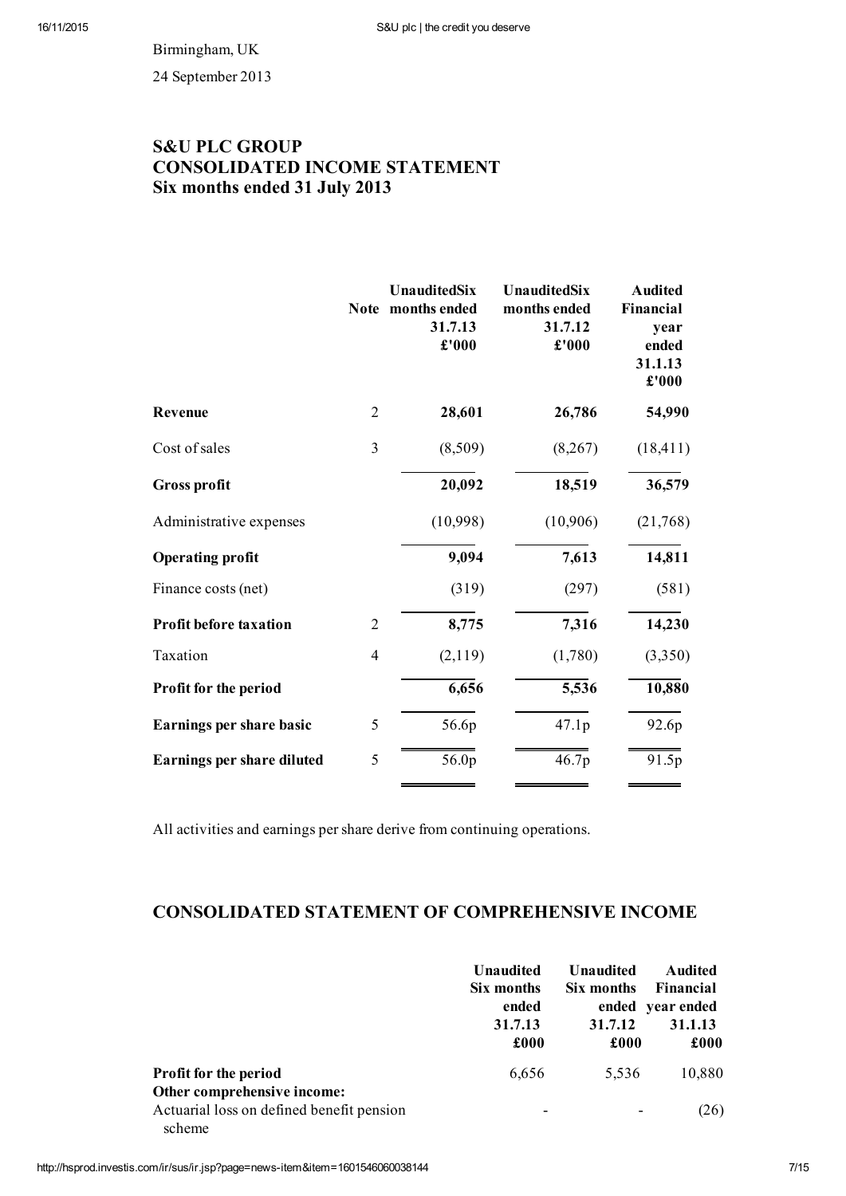Birmingham, UK

24 September 2013

## S&U PLC GROUP
## CONSOLIDATED INCOME STATEMENT
## Six months ended 31 July 2013

| | Note | Unaudited Six months ended 31.7.13 £'000 | Unaudited Six months ended 31.7.12 £'000 | Audited Financial year ended 31.1.13 £'000 |
|---|---|---|---|---|
| **Revenue** | 2 | **28,601** | **26,786** | **54,990** |
| Cost of sales | 3 | (8,509) | (8,267) | (18,411) |
| **Gross profit** | | **20,092** | **18,519** | **36,579** |
| Administrative expenses | | (10,998) | (10,906) | (21,768) |
| **Operating profit** | | **9,094** | **7,613** | **14,811** |
| Finance costs (net) | | (319) | (297) | (581) |
| **Profit before taxation** | 2 | **8,775** | **7,316** | **14,230** |
| Taxation | 4 | (2,119) | (1,780) | (3,350) |
| **Profit for the period** | | **6,656** | **5,536** | **10,880** |
| **Earnings per share basic** | 5 | 56.6p | 47.1p | 92.6p |
| **Earnings per share diluted** | 5 | 56.0p | 46.7p | 91.5p |

All activities and earnings per share derive from continuing operations.

## CONSOLIDATED STATEMENT OF COMPREHENSIVE INCOME

| | Unaudited Six months ended 31.7.13 £000 | Unaudited Six months ended 31.7.12 £000 | Audited Financial year ended 31.1.13 £000 |
|---|---|---|---|
| **Profit for the period** | 6,656 | 5,536 | 10,880 |
| **Other comprehensive income:** | | | |
| Actuarial loss on defined benefit pension scheme | - | - | (26) |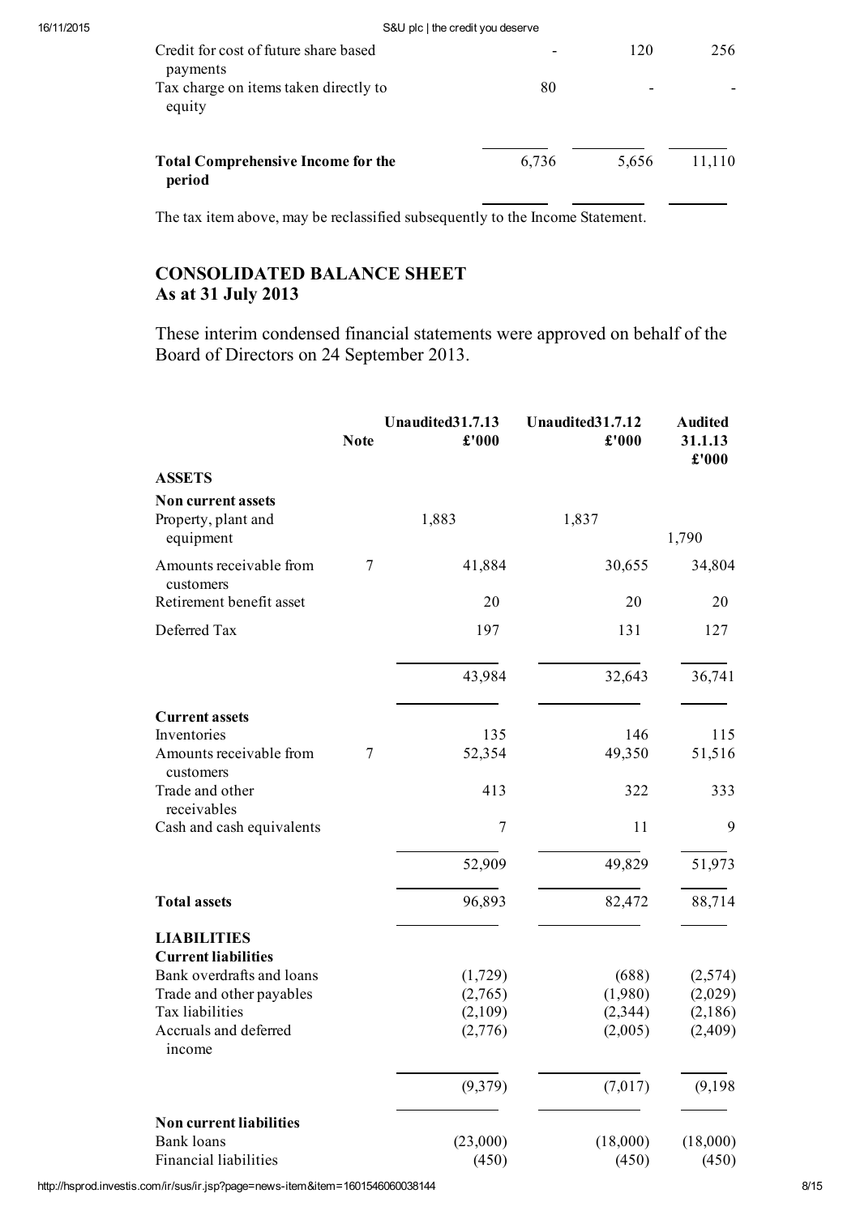| | | | |
|---|---|---|---|
| Credit for cost of future share based payments | - | 120 | 256 |
| Tax charge on items taken directly to equity | 80 | - | - |
| **Total Comprehensive Income for the period** | 6,736 | 5,656 | 11,110 |

The tax item above, may be reclassified subsequently to the Income Statement.

## CONSOLIDATED BALANCE SHEET
## As at 31 July 2013

These interim condensed financial statements were approved on behalf of the Board of Directors on 24 September 2013.

| | Note | Unaudited31.7.13 £'000 | Unaudited31.7.12 £'000 | Audited 31.1.13 £'000 |
|---|---|---|---|---|
| **ASSETS** | | | | |
| **Non current assets** | | | | |
| Property, plant and equipment | | 1,883 | 1,837 | 1,790 |
| Amounts receivable from customers | 7 | 41,884 | 30,655 | 34,804 |
| Retirement benefit asset | | 20 | 20 | 20 |
| Deferred Tax | | 197 | 131 | 127 |
| | | 43,984 | 32,643 | 36,741 |
| **Current assets** | | | | |
| Inventories | | 135 | 146 | 115 |
| Amounts receivable from customers | 7 | 52,354 | 49,350 | 51,516 |
| Trade and other receivables | | 413 | 322 | 333 |
| Cash and cash equivalents | | 7 | 11 | 9 |
| | | 52,909 | 49,829 | 51,973 |
| **Total assets** | | 96,893 | 82,472 | 88,714 |
| **LIABILITIES** | | | | |
| **Current liabilities** | | | | |
| Bank overdrafts and loans | | (1,729) | (688) | (2,574) |
| Trade and other payables | | (2,765) | (1,980) | (2,029) |
| Tax liabilities | | (2,109) | (2,344) | (2,186) |
| Accruals and deferred income | | (2,776) | (2,005) | (2,409) |
| | | (9,379) | (7,017) | (9,198 |
| **Non current liabilities** | | | | |
| Bank loans | | (23,000) | (18,000) | (18,000) |
| Financial liabilities | | (450) | (450) | (450) |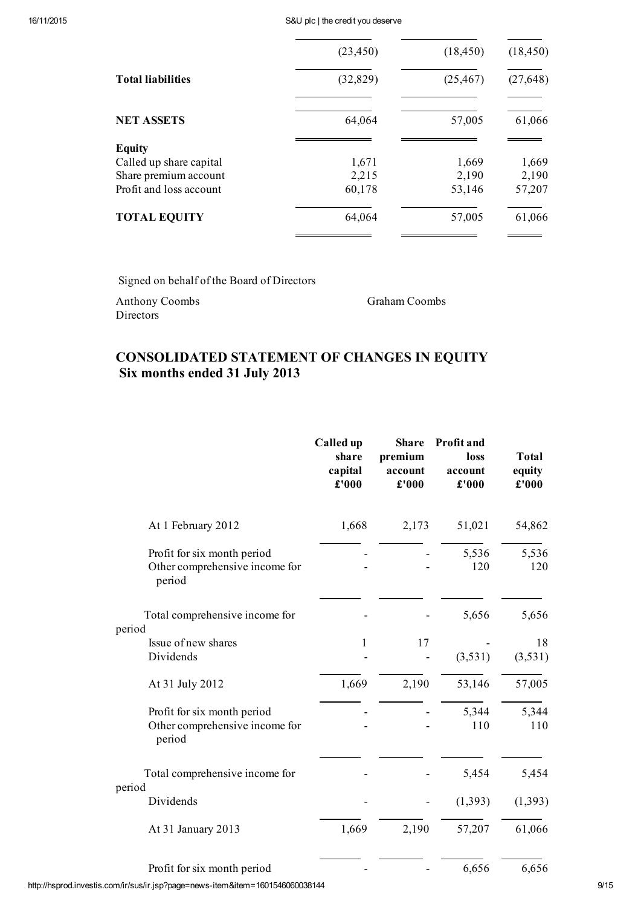| | | | |
|---|---|---|---|
| | (23,450) | (18,450) | (18,450) |
| **Total liabilities** | (32,829) | (25,467) | (27,648) |
| **NET ASSETS** | 64,064 | 57,005 | 61,066 |
| **Equity** | | | |
| Called up share capital | 1,671 | 1,669 | 1,669 |
| Share premium account | 2,215 | 2,190 | 2,190 |
| Profit and loss account | 60,178 | 53,146 | 57,207 |
| **TOTAL EQUITY** | 64,064 | 57,005 | 61,066 |

Signed on behalf of the Board of Directors

Anthony Coombs　　　Graham Coombs
Directors

## CONSOLIDATED STATEMENT OF CHANGES IN EQUITY
## Six months ended 31 July 2013

| | Called up share capital £'000 | Share premium account £'000 | Profit and loss account £'000 | Total equity £'000 |
|---|---|---|---|---|
| At 1 February 2012 | 1,668 | 2,173 | 51,021 | 54,862 |
| Profit for six month period | - | - | 5,536 | 5,536 |
| Other comprehensive income for period | - | - | 120 | 120 |
| Total comprehensive income for period | - | - | 5,656 | 5,656 |
| Issue of new shares | 1 | 17 | - | 18 |
| Dividends | - | - | (3,531) | (3,531) |
| At 31 July 2012 | 1,669 | 2,190 | 53,146 | 57,005 |
| Profit for six month period | - | - | 5,344 | 5,344 |
| Other comprehensive income for period | - | - | 110 | 110 |
| Total comprehensive income for period | - | - | 5,454 | 5,454 |
| Dividends | - | - | (1,393) | (1,393) |
| At 31 January 2013 | 1,669 | 2,190 | 57,207 | 61,066 |
| Profit for six month period | - | - | 6,656 | 6,656 |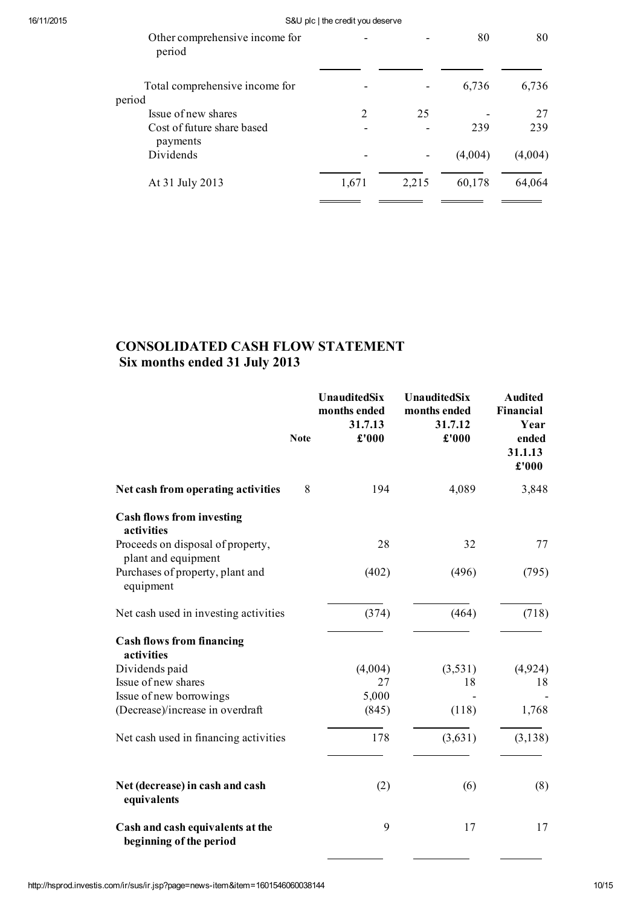| | | | | |
|---|---|---|---|---|
| Other comprehensive income for period | - | - | 80 | 80 |
| Total comprehensive income for period | - | - | 6,736 | 6,736 |
| Issue of new shares | 2 | 25 | - | 27 |
| Cost of future share based payments | - | - | 239 | 239 |
| Dividends | - | - | (4,004) | (4,004) |
| At 31 July 2013 | 1,671 | 2,215 | 60,178 | 64,064 |

## CONSOLIDATED CASH FLOW STATEMENT
## Six months ended 31 July 2013

| | Note | **UnauditedSix months ended 31.7.13 £'000** | **UnauditedSix months ended 31.7.12 £'000** | **Audited Financial Year ended 31.1.13 £'000** |
|---|---|---|---|---|
| **Net cash from operating activities** | 8 | 194 | 4,089 | 3,848 |
| **Cash flows from investing activities** | | | | |
| Proceeds on disposal of property, plant and equipment | | 28 | 32 | 77 |
| Purchases of property, plant and equipment | | (402) | (496) | (795) |
| Net cash used in investing activities | | (374) | (464) | (718) |
| **Cash flows from financing activities** | | | | |
| Dividends paid | | (4,004) | (3,531) | (4,924) |
| Issue of new shares | | 27 | 18 | 18 |
| Issue of new borrowings | | 5,000 | - | - |
| (Decrease)/increase in overdraft | | (845) | (118) | 1,768 |
| Net cash used in financing activities | | 178 | (3,631) | (3,138) |
| **Net (decrease) in cash and cash equivalents** | | (2) | (6) | (8) |
| **Cash and cash equivalents at the beginning of the period** | | 9 | 17 | 17 |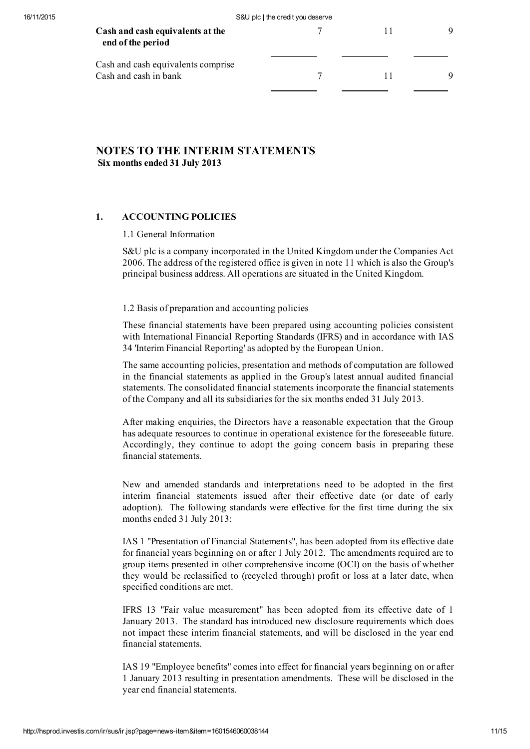| | | | |
|---|---|---|---|
| **Cash and cash equivalents at the end of the period** | 7 | 11 | 9 |
| Cash and cash equivalents comprise | | | |
| Cash and cash in bank | 7 | 11 | 9 |

## NOTES TO THE INTERIM STATEMENTS

**Six months ended 31 July 2013**

### 1. ACCOUNTING POLICIES

1.1 General Information

S&U plc is a company incorporated in the United Kingdom under the Companies Act 2006. The address of the registered office is given in note 11 which is also the Group's principal business address. All operations are situated in the United Kingdom.

1.2 Basis of preparation and accounting policies

These financial statements have been prepared using accounting policies consistent with International Financial Reporting Standards (IFRS) and in accordance with IAS 34 'Interim Financial Reporting' as adopted by the European Union.

The same accounting policies, presentation and methods of computation are followed in the financial statements as applied in the Group's latest annual audited financial statements. The consolidated financial statements incorporate the financial statements of the Company and all its subsidiaries for the six months ended 31 July 2013.

After making enquiries, the Directors have a reasonable expectation that the Group has adequate resources to continue in operational existence for the foreseeable future. Accordingly, they continue to adopt the going concern basis in preparing these financial statements.

New and amended standards and interpretations need to be adopted in the first interim financial statements issued after their effective date (or date of early adoption). The following standards were effective for the first time during the six months ended 31 July 2013:

IAS 1 "Presentation of Financial Statements", has been adopted from its effective date for financial years beginning on or after 1 July 2012. The amendments required are to group items presented in other comprehensive income (OCI) on the basis of whether they would be reclassified to (recycled through) profit or loss at a later date, when specified conditions are met.

IFRS 13 "Fair value measurement" has been adopted from its effective date of 1 January 2013. The standard has introduced new disclosure requirements which does not impact these interim financial statements, and will be disclosed in the year end financial statements.

IAS 19 "Employee benefits" comes into effect for financial years beginning on or after 1 January 2013 resulting in presentation amendments. These will be disclosed in the year end financial statements.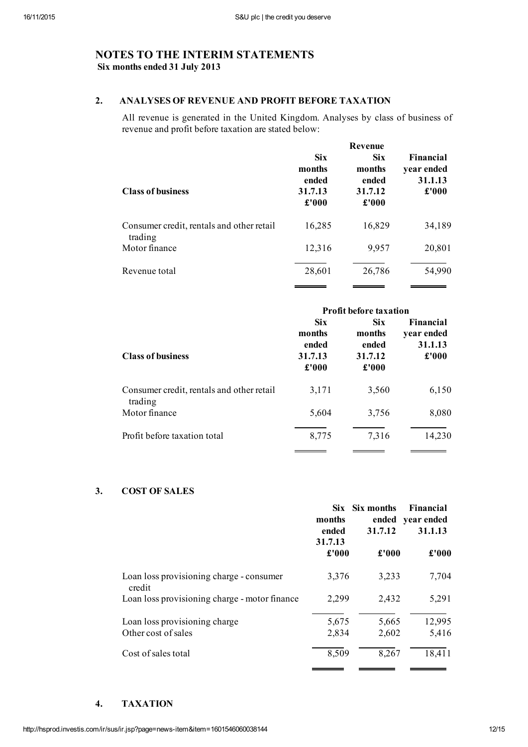# NOTES TO THE INTERIM STATEMENTS

**Six months ended 31 July 2013**

## 2. ANALYSES OF REVENUE AND PROFIT BEFORE TAXATION

All revenue is generated in the United Kingdom. Analyses by class of business of revenue and profit before taxation are stated below:

| Class of business | Revenue Six months ended 31.7.13 £'000 | Six months ended 31.7.12 £'000 | Financial year ended 31.1.13 £'000 |
|---|---|---|---|
| Consumer credit, rentals and other retail trading | 16,285 | 16,829 | 34,189 |
| Motor finance | 12,316 | 9,957 | 20,801 |
| Revenue total | 28,601 | 26,786 | 54,990 |

| Class of business | Profit before taxation Six months ended 31.7.13 £'000 | Six months ended 31.7.12 £'000 | Financial year ended 31.1.13 £'000 |
|---|---|---|---|
| Consumer credit, rentals and other retail trading | 3,171 | 3,560 | 6,150 |
| Motor finance | 5,604 | 3,756 | 8,080 |
| Profit before taxation total | 8,775 | 7,316 | 14,230 |

## 3. COST OF SALES

| | Six months ended 31.7.13 £'000 | Six months ended 31.7.12 £'000 | Financial year ended 31.1.13 £'000 |
|---|---|---|---|
| Loan loss provisioning charge - consumer credit | 3,376 | 3,233 | 7,704 |
| Loan loss provisioning charge - motor finance | 2,299 | 2,432 | 5,291 |
| Loan loss provisioning charge | 5,675 | 5,665 | 12,995 |
| Other cost of sales | 2,834 | 2,602 | 5,416 |
| Cost of sales total | 8,509 | 8,267 | 18,411 |

## 4. TAXATION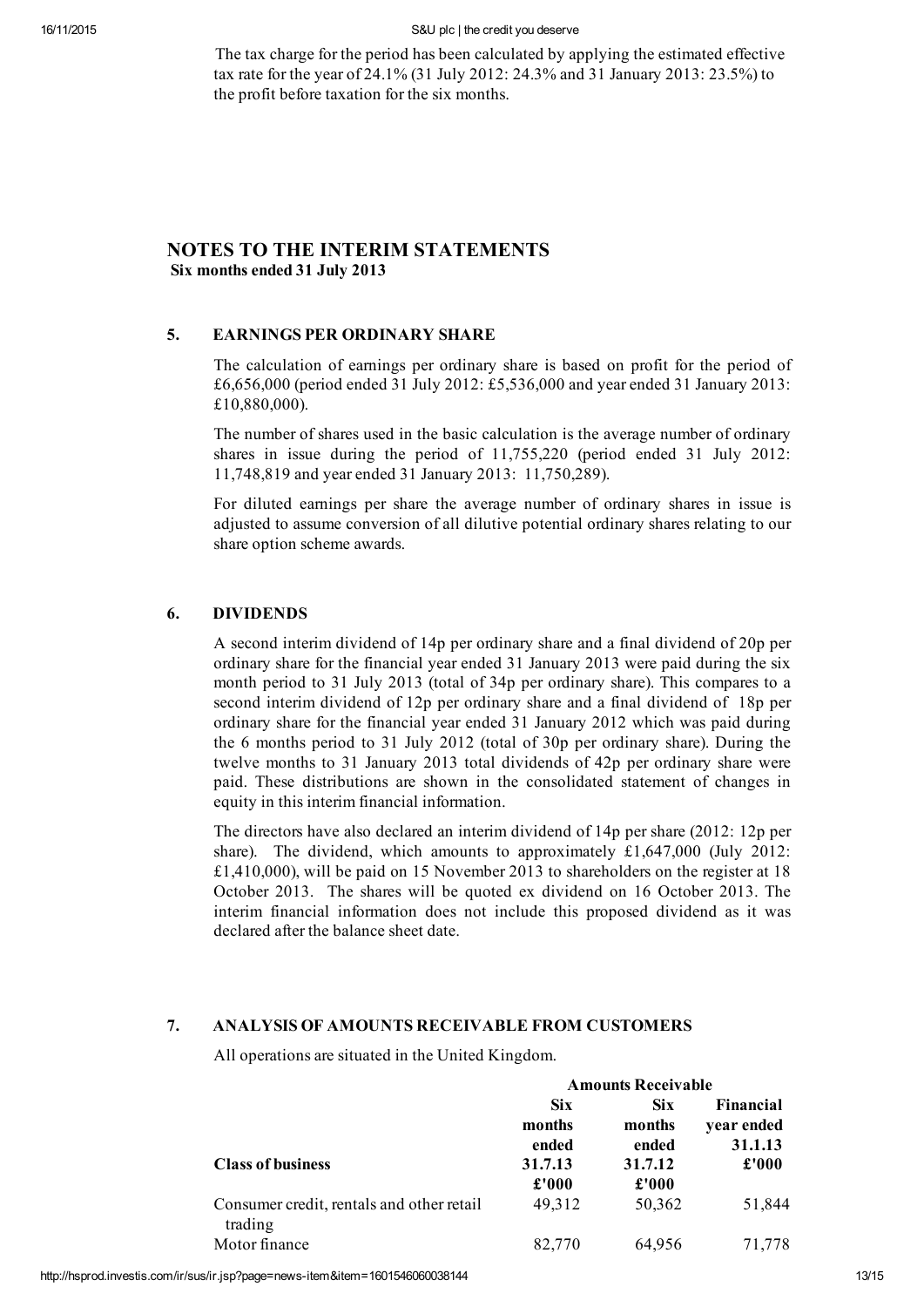The tax charge for the period has been calculated by applying the estimated effective tax rate for the year of 24.1% (31 July 2012: 24.3% and 31 January 2013: 23.5%) to the profit before taxation for the six months.

## NOTES TO THE INTERIM STATEMENTS

**Six months ended 31 July 2013**

### 5. EARNINGS PER ORDINARY SHARE

The calculation of earnings per ordinary share is based on profit for the period of £6,656,000 (period ended 31 July 2012: £5,536,000 and year ended 31 January 2013: £10,880,000).

The number of shares used in the basic calculation is the average number of ordinary shares in issue during the period of 11,755,220 (period ended 31 July 2012: 11,748,819 and year ended 31 January 2013: 11,750,289).

For diluted earnings per share the average number of ordinary shares in issue is adjusted to assume conversion of all dilutive potential ordinary shares relating to our share option scheme awards.

### 6. DIVIDENDS

A second interim dividend of 14p per ordinary share and a final dividend of 20p per ordinary share for the financial year ended 31 January 2013 were paid during the six month period to 31 July 2013 (total of 34p per ordinary share). This compares to a second interim dividend of 12p per ordinary share and a final dividend of 18p per ordinary share for the financial year ended 31 January 2012 which was paid during the 6 months period to 31 July 2012 (total of 30p per ordinary share). During the twelve months to 31 January 2013 total dividends of 42p per ordinary share were paid. These distributions are shown in the consolidated statement of changes in equity in this interim financial information.

The directors have also declared an interim dividend of 14p per share (2012: 12p per share). The dividend, which amounts to approximately £1,647,000 (July 2012: £1,410,000), will be paid on 15 November 2013 to shareholders on the register at 18 October 2013. The shares will be quoted ex dividend on 16 October 2013. The interim financial information does not include this proposed dividend as it was declared after the balance sheet date.

### 7. ANALYSIS OF AMOUNTS RECEIVABLE FROM CUSTOMERS

All operations are situated in the United Kingdom.

| | **Amounts Receivable** | | |
|---|---|---|---|
| **Class of business** | **Six months ended 31.7.13 £'000** | **Six months ended 31.7.12 £'000** | **Financial year ended 31.1.13 £'000** |
| Consumer credit, rentals and other retail trading | 49,312 | 50,362 | 51,844 |
| Motor finance | 82,770 | 64,956 | 71,778 |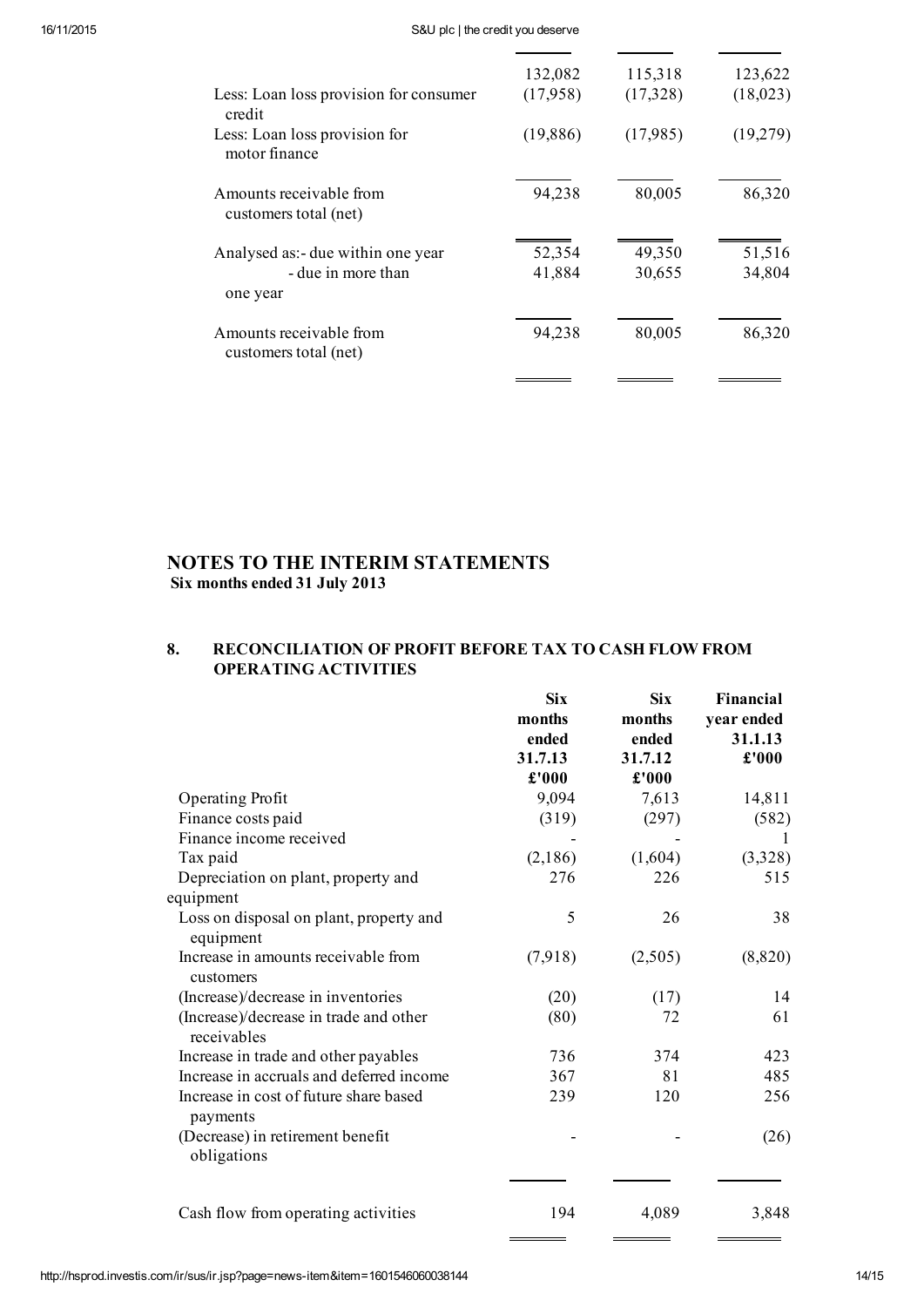| | | | |
|---|---|---|---|
| | 132,082 | 115,318 | 123,622 |
| Less: Loan loss provision for consumer credit | (17,958) | (17,328) | (18,023) |
| Less: Loan loss provision for motor finance | (19,886) | (17,985) | (19,279) |
| Amounts receivable from customers total (net) | 94,238 | 80,005 | 86,320 |
| Analysed as:- due within one year | 52,354 | 49,350 | 51,516 |
| - due in more than one year | 41,884 | 30,655 | 34,804 |
| Amounts receivable from customers total (net) | 94,238 | 80,005 | 86,320 |

## NOTES TO THE INTERIM STATEMENTS

**Six months ended 31 July 2013**

### 8. RECONCILIATION OF PROFIT BEFORE TAX TO CASH FLOW FROM OPERATING ACTIVITIES

| | Six months ended 31.7.13 £'000 | Six months ended 31.7.12 £'000 | Financial year ended 31.1.13 £'000 |
|---|---|---|---|
| Operating Profit | 9,094 | 7,613 | 14,811 |
| Finance costs paid | (319) | (297) | (582) |
| Finance income received | - | - | 1 |
| Tax paid | (2,186) | (1,604) | (3,328) |
| Depreciation on plant, property and equipment | 276 | 226 | 515 |
| Loss on disposal on plant, property and equipment | 5 | 26 | 38 |
| Increase in amounts receivable from customers | (7,918) | (2,505) | (8,820) |
| (Increase)/decrease in inventories | (20) | (17) | 14 |
| (Increase)/decrease in trade and other receivables | (80) | 72 | 61 |
| Increase in trade and other payables | 736 | 374 | 423 |
| Increase in accruals and deferred income | 367 | 81 | 485 |
| Increase in cost of future share based payments | 239 | 120 | 256 |
| (Decrease) in retirement benefit obligations | - | - | (26) |
| Cash flow from operating activities | 194 | 4,089 | 3,848 |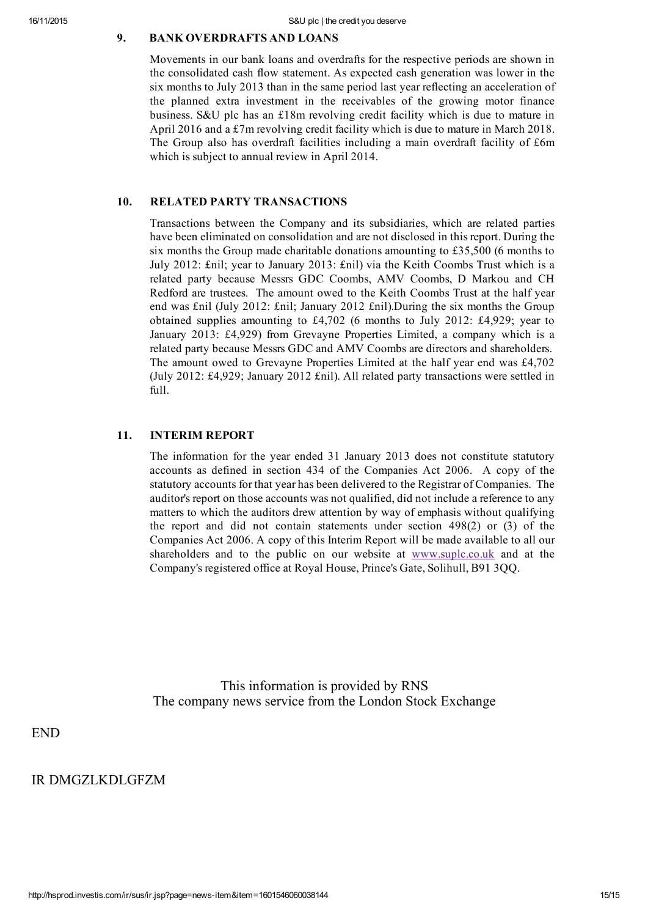## 9. BANK OVERDRAFTS AND LOANS

Movements in our bank loans and overdrafts for the respective periods are shown in the consolidated cash flow statement. As expected cash generation was lower in the six months to July 2013 than in the same period last year reflecting an acceleration of the planned extra investment in the receivables of the growing motor finance business. S&U plc has an £18m revolving credit facility which is due to mature in April 2016 and a £7m revolving credit facility which is due to mature in March 2018. The Group also has overdraft facilities including a main overdraft facility of £6m which is subject to annual review in April 2014.

## 10. RELATED PARTY TRANSACTIONS

Transactions between the Company and its subsidiaries, which are related parties have been eliminated on consolidation and are not disclosed in this report. During the six months the Group made charitable donations amounting to £35,500 (6 months to July 2012: £nil; year to January 2013: £nil) via the Keith Coombs Trust which is a related party because Messrs GDC Coombs, AMV Coombs, D Markou and CH Redford are trustees. The amount owed to the Keith Coombs Trust at the half year end was £nil (July 2012: £nil; January 2012 £nil).During the six months the Group obtained supplies amounting to £4,702 (6 months to July 2012: £4,929; year to January 2013: £4,929) from Grevayne Properties Limited, a company which is a related party because Messrs GDC and AMV Coombs are directors and shareholders. The amount owed to Grevayne Properties Limited at the half year end was £4,702 (July 2012: £4,929; January 2012 £nil). All related party transactions were settled in full.

## 11. INTERIM REPORT

The information for the year ended 31 January 2013 does not constitute statutory accounts as defined in section 434 of the Companies Act 2006. A copy of the statutory accounts for that year has been delivered to the Registrar of Companies. The auditor's report on those accounts was not qualified, did not include a reference to any matters to which the auditors drew attention by way of emphasis without qualifying the report and did not contain statements under section 498(2) or (3) of the Companies Act 2006. A copy of this Interim Report will be made available to all our shareholders and to the public on our website at www.suplc.co.uk and at the Company's registered office at Royal House, Prince's Gate, Solihull, B91 3QQ.

This information is provided by RNS
The company news service from the London Stock Exchange

END

IR DMGZLKDLGFZM